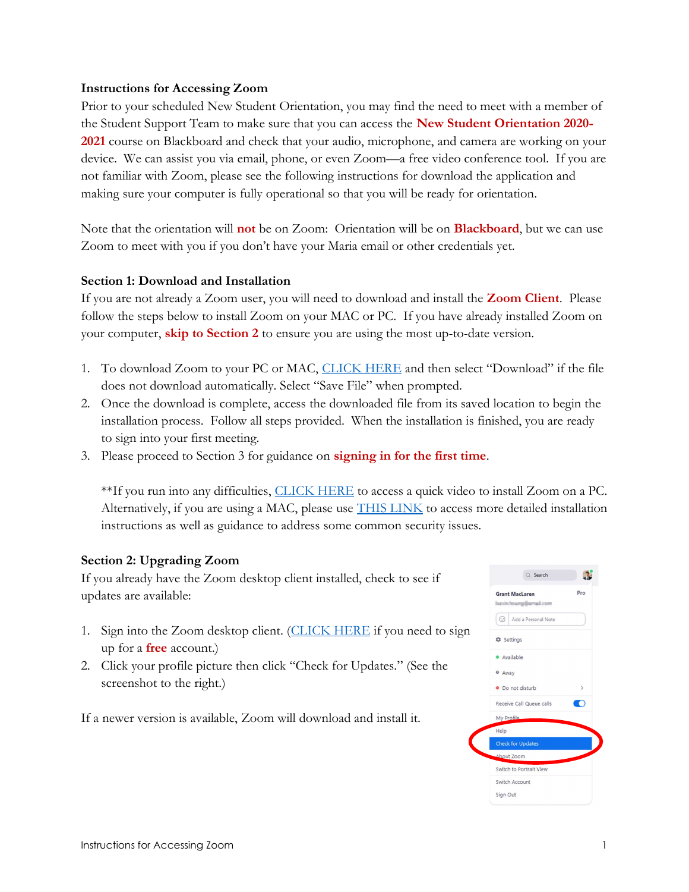## Instructions for Accessing Zoom

Prior to your scheduled New Student Orientation, you may find the need to meet with a member of the Student Support Team to make sure that you can access the **New Student Orientation 2020-2021** course on Blackboard and check that your audio, microphone, and camera are working on your device. We can assist you via email, phone, or even Zoom—a free video conference tool. If you are not familiar with Zoom, please see the following instructions for download the application and making sure your computer is fully operational so that you will be ready for orientation.

Note that the orientation will **not** be on Zoom: Orientation will be on **Blackboard**, but we can use Zoom to meet with you if you don't have your Maria email or other credentials yet.

### Section 1: Download and Installation

If you are not already a Zoom user, you will need to download and install the **Zoom Client**. Please follow the steps below to install Zoom on your MAC or PC. If you have already installed Zoom on your computer, **skip to Section 2** to ensure you are using the most up-to-date version.

1. To download Zoom to your PC or MAC, CLICK HERE and then select "Download" if the file does not download automatically. Select "Save File" when prompted.
2. Once the download is complete, access the downloaded file from its saved location to begin the installation process. Follow all steps provided. When the installation is finished, you are ready to sign into your first meeting.
3. Please proceed to Section 3 for guidance on **signing in for the first time**.

   **If you run into any difficulties, CLICK HERE to access a quick video to install Zoom on a PC. Alternatively, if you are using a MAC, please use THIS LINK to access more detailed installation instructions as well as guidance to address some common security issues.

### Section 2: Upgrading Zoom

If you already have the Zoom desktop client installed, check to see if updates are available:

1. Sign into the Zoom desktop client. (CLICK HERE if you need to sign up for a **free** account.)
2. Click your profile picture then click "Check for Updates." (See the screenshot to the right.)

If a newer version is available, Zoom will download and install it.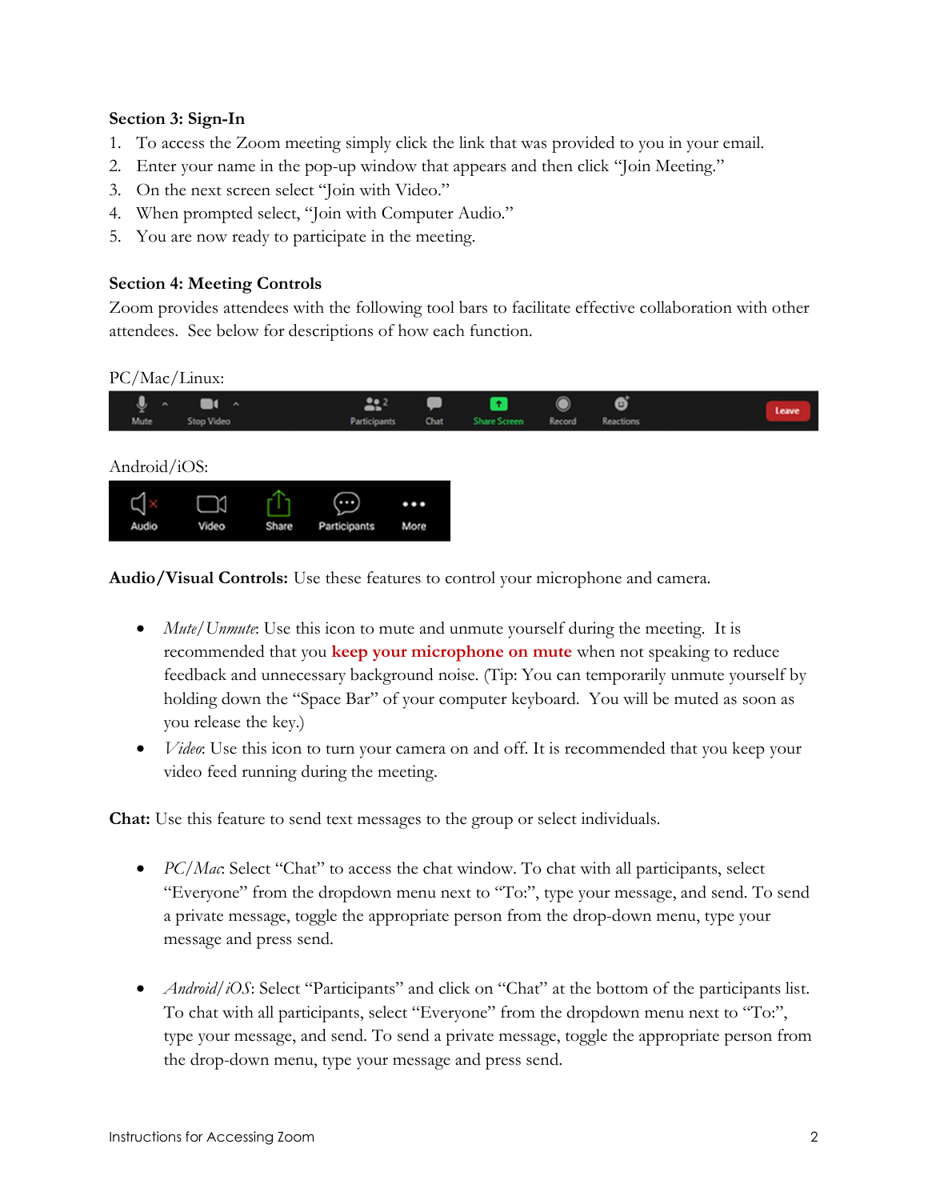**Section 3: Sign-In**

1. To access the Zoom meeting simply click the link that was provided to you in your email.
2. Enter your name in the pop-up window that appears and then click "Join Meeting."
3. On the next screen select "Join with Video."
4. When prompted select, "Join with Computer Audio."
5. You are now ready to participate in the meeting.

**Section 4: Meeting Controls**

Zoom provides attendees with the following tool bars to facilitate effective collaboration with other attendees. See below for descriptions of how each function.

PC/Mac/Linux:

Mute | Stop Video | Participants | Chat | Share Screen | Record | Reactions | Leave

Android/iOS:

Audio | Video | Share | Participants | More

**Audio/Visual Controls:** Use these features to control your microphone and camera.

- *Mute/Unmute*: Use this icon to mute and unmute yourself during the meeting. It is recommended that you **keep your microphone on mute** when not speaking to reduce feedback and unnecessary background noise. (Tip: You can temporarily unmute yourself by holding down the "Space Bar" of your computer keyboard. You will be muted as soon as you release the key.)
- *Video*: Use this icon to turn your camera on and off. It is recommended that you keep your video feed running during the meeting.

**Chat:** Use this feature to send text messages to the group or select individuals.

- *PC/Mac*: Select "Chat" to access the chat window. To chat with all participants, select "Everyone" from the dropdown menu next to "To:", type your message, and send. To send a private message, toggle the appropriate person from the drop-down menu, type your message and press send.

- *Android/iOS*: Select "Participants" and click on "Chat" at the bottom of the participants list. To chat with all participants, select "Everyone" from the dropdown menu next to "To:", type your message, and send. To send a private message, toggle the appropriate person from the drop-down menu, type your message and press send.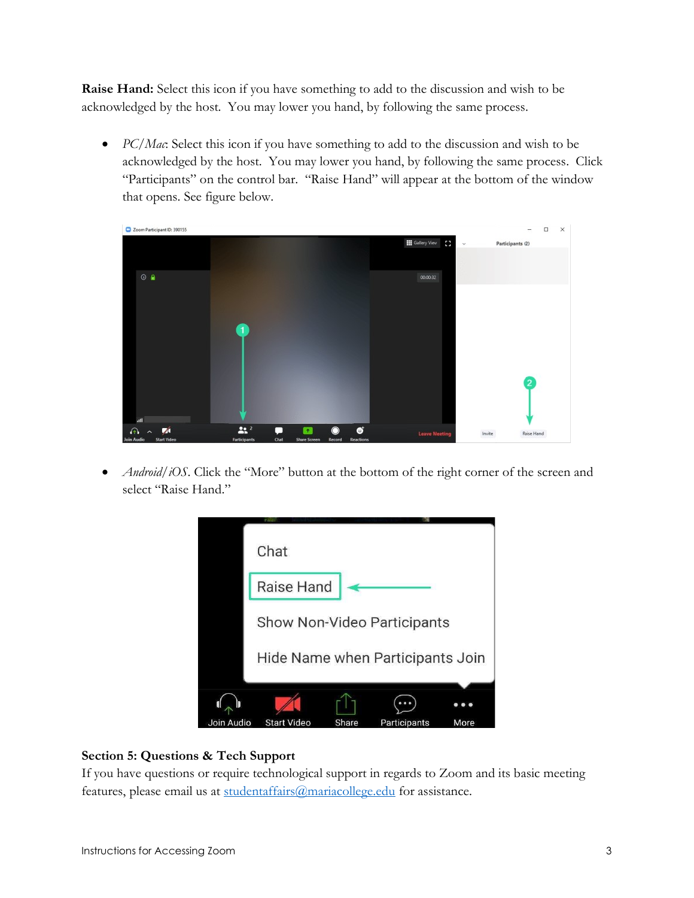**Raise Hand:** Select this icon if you have something to add to the discussion and wish to be acknowledged by the host. You may lower you hand, by following the same process.

- *PC/Mac*: Select this icon if you have something to add to the discussion and wish to be acknowledged by the host. You may lower you hand, by following the same process. Click "Participants" on the control bar. "Raise Hand" will appear at the bottom of the window that opens. See figure below.

- *Android/iOS*. Click the "More" button at the bottom of the right corner of the screen and select "Raise Hand."

## Section 5: Questions & Tech Support

If you have questions or require technological support in regards to Zoom and its basic meeting features, please email us at [studentaffairs@mariacollege.edu](mailto:studentaffairs@mariacollege.edu) for assistance.